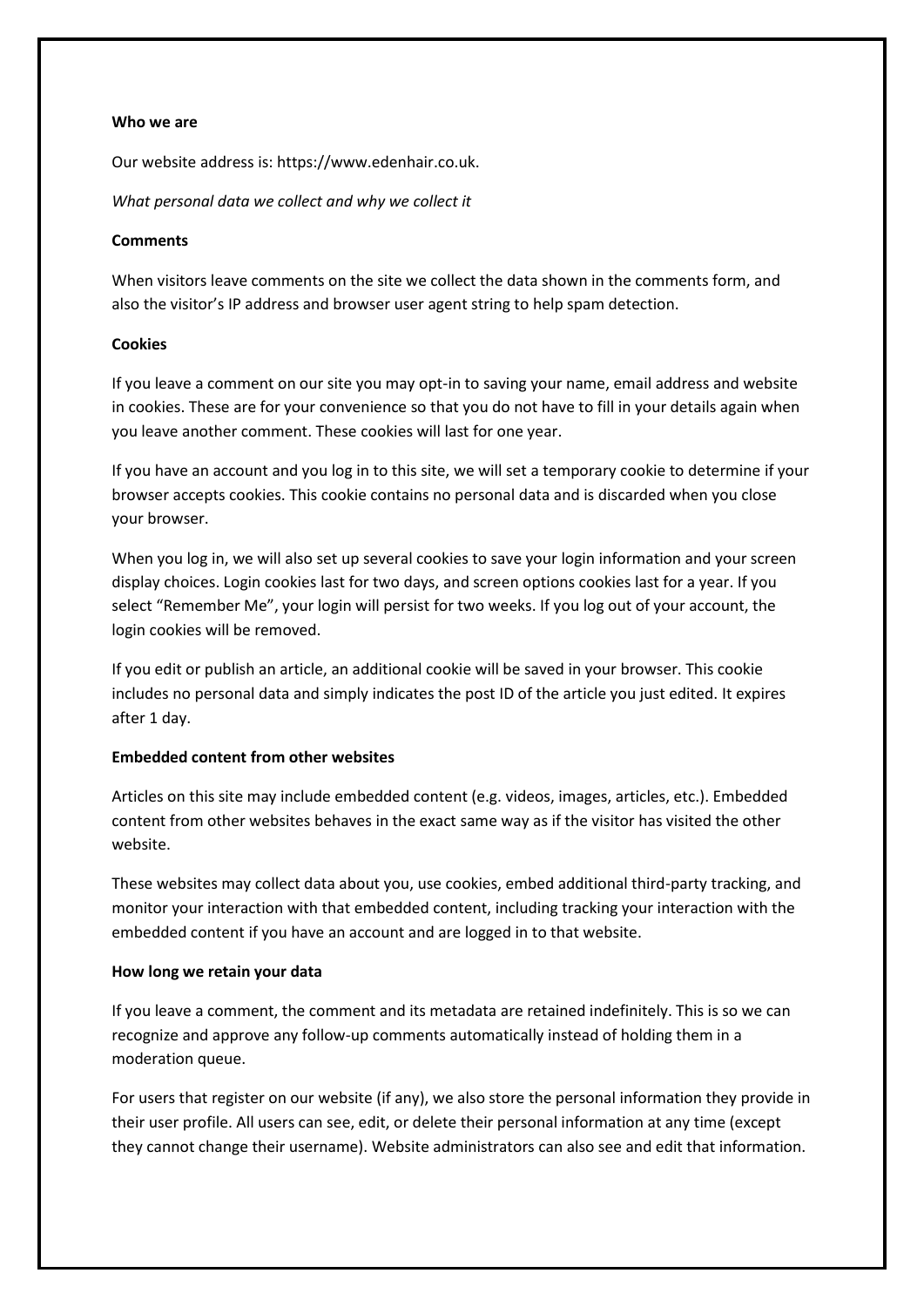**Who we are**

Our website address is: https://www.edenhair.co.uk.

*What personal data we collect and why we collect it*

**Comments**

When visitors leave comments on the site we collect the data shown in the comments form, and also the visitor's IP address and browser user agent string to help spam detection.

**Cookies**

If you leave a comment on our site you may opt-in to saving your name, email address and website in cookies. These are for your convenience so that you do not have to fill in your details again when you leave another comment. These cookies will last for one year.

If you have an account and you log in to this site, we will set a temporary cookie to determine if your browser accepts cookies. This cookie contains no personal data and is discarded when you close your browser.

When you log in, we will also set up several cookies to save your login information and your screen display choices. Login cookies last for two days, and screen options cookies last for a year. If you select "Remember Me", your login will persist for two weeks. If you log out of your account, the login cookies will be removed.

If you edit or publish an article, an additional cookie will be saved in your browser. This cookie includes no personal data and simply indicates the post ID of the article you just edited. It expires after 1 day.

**Embedded content from other websites**

Articles on this site may include embedded content (e.g. videos, images, articles, etc.). Embedded content from other websites behaves in the exact same way as if the visitor has visited the other website.

These websites may collect data about you, use cookies, embed additional third-party tracking, and monitor your interaction with that embedded content, including tracking your interaction with the embedded content if you have an account and are logged in to that website.

**How long we retain your data**

If you leave a comment, the comment and its metadata are retained indefinitely. This is so we can recognize and approve any follow-up comments automatically instead of holding them in a moderation queue.

For users that register on our website (if any), we also store the personal information they provide in their user profile. All users can see, edit, or delete their personal information at any time (except they cannot change their username). Website administrators can also see and edit that information.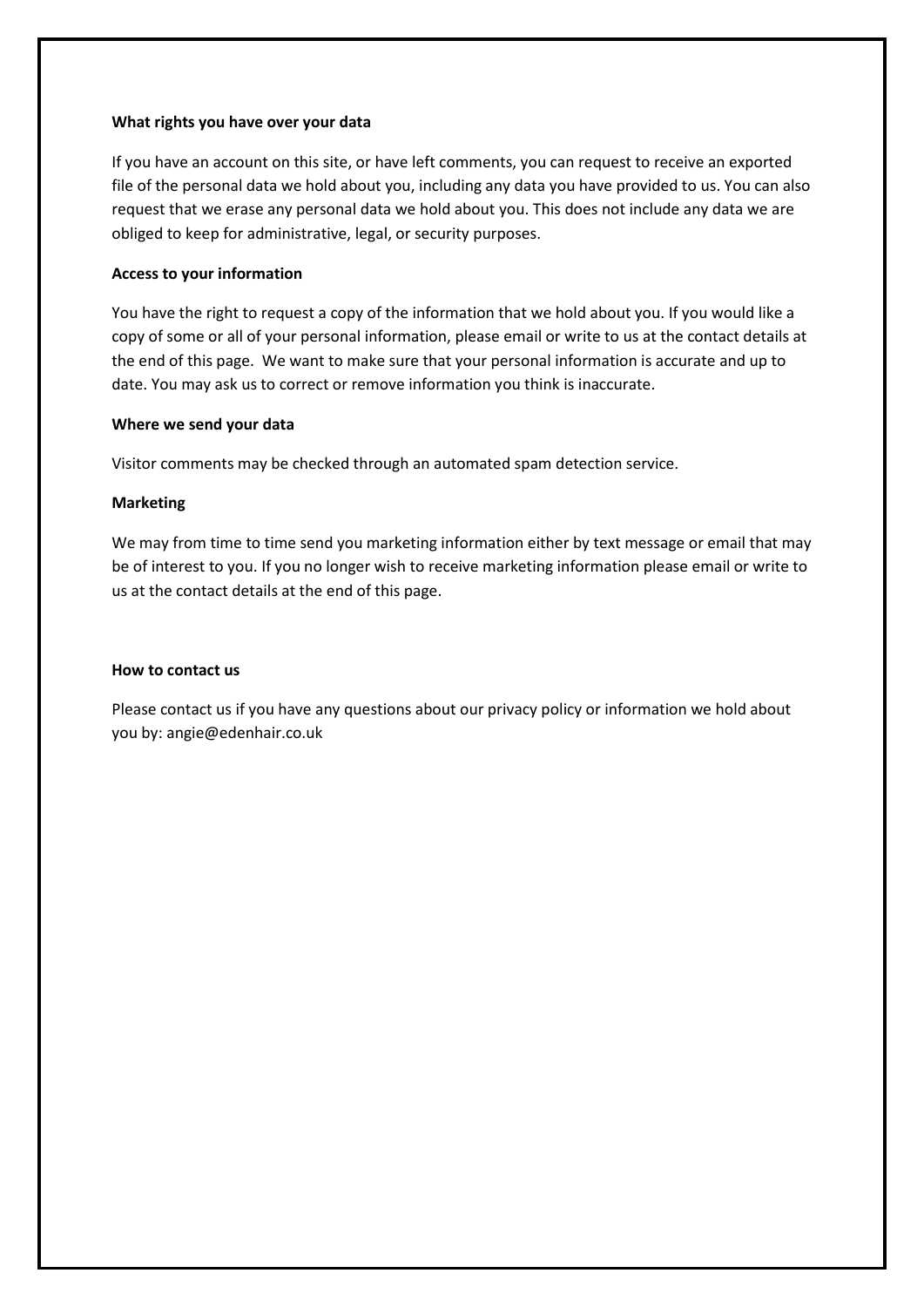**What rights you have over your data**

If you have an account on this site, or have left comments, you can request to receive an exported file of the personal data we hold about you, including any data you have provided to us. You can also request that we erase any personal data we hold about you. This does not include any data we are obliged to keep for administrative, legal, or security purposes.

**Access to your information**

You have the right to request a copy of the information that we hold about you. If you would like a copy of some or all of your personal information, please email or write to us at the contact details at the end of this page. We want to make sure that your personal information is accurate and up to date. You may ask us to correct or remove information you think is inaccurate.

**Where we send your data**

Visitor comments may be checked through an automated spam detection service.

**Marketing**

We may from time to time send you marketing information either by text message or email that may be of interest to you. If you no longer wish to receive marketing information please email or write to us at the contact details at the end of this page.

**How to contact us**

Please contact us if you have any questions about our privacy policy or information we hold about you by: angie@edenhair.co.uk